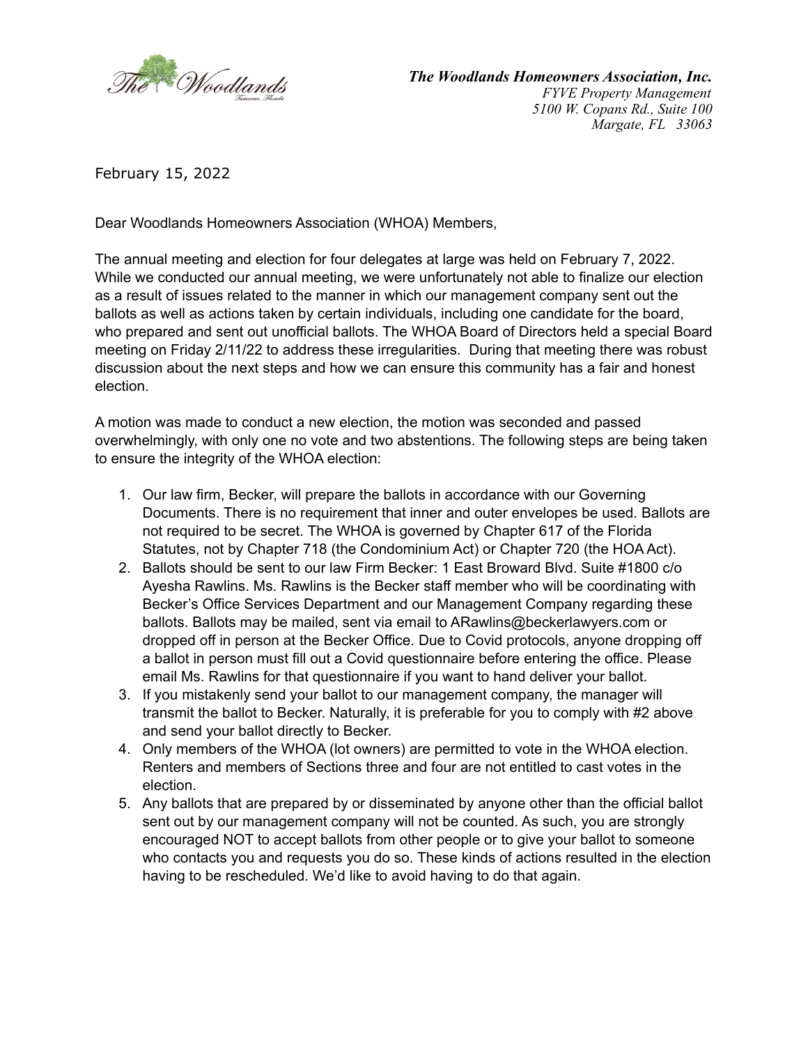The Woodlands
Tamarac, Florida

***The Woodlands Homeowners Association, Inc.***
*FYVE Property Management*
*5100 W. Copans Rd., Suite 100*
*Margate, FL 33063*

February 15, 2022

Dear Woodlands Homeowners Association (WHOA) Members,

The annual meeting and election for four delegates at large was held on February 7, 2022. While we conducted our annual meeting, we were unfortunately not able to finalize our election as a result of issues related to the manner in which our management company sent out the ballots as well as actions taken by certain individuals, including one candidate for the board, who prepared and sent out unofficial ballots. The WHOA Board of Directors held a special Board meeting on Friday 2/11/22 to address these irregularities. During that meeting there was robust discussion about the next steps and how we can ensure this community has a fair and honest election.

A motion was made to conduct a new election, the motion was seconded and passed overwhelmingly, with only one no vote and two abstentions. The following steps are being taken to ensure the integrity of the WHOA election:

1. Our law firm, Becker, will prepare the ballots in accordance with our Governing Documents. There is no requirement that inner and outer envelopes be used. Ballots are not required to be secret. The WHOA is governed by Chapter 617 of the Florida Statutes, not by Chapter 718 (the Condominium Act) or Chapter 720 (the HOA Act).
2. Ballots should be sent to our law Firm Becker: 1 East Broward Blvd. Suite #1800 c/o Ayesha Rawlins. Ms. Rawlins is the Becker staff member who will be coordinating with Becker's Office Services Department and our Management Company regarding these ballots. Ballots may be mailed, sent via email to ARawlins@beckerlawyers.com or dropped off in person at the Becker Office. Due to Covid protocols, anyone dropping off a ballot in person must fill out a Covid questionnaire before entering the office. Please email Ms. Rawlins for that questionnaire if you want to hand deliver your ballot.
3. If you mistakenly send your ballot to our management company, the manager will transmit the ballot to Becker. Naturally, it is preferable for you to comply with #2 above and send your ballot directly to Becker.
4. Only members of the WHOA (lot owners) are permitted to vote in the WHOA election. Renters and members of Sections three and four are not entitled to cast votes in the election.
5. Any ballots that are prepared by or disseminated by anyone other than the official ballot sent out by our management company will not be counted. As such, you are strongly encouraged NOT to accept ballots from other people or to give your ballot to someone who contacts you and requests you do so. These kinds of actions resulted in the election having to be rescheduled. We'd like to avoid having to do that again.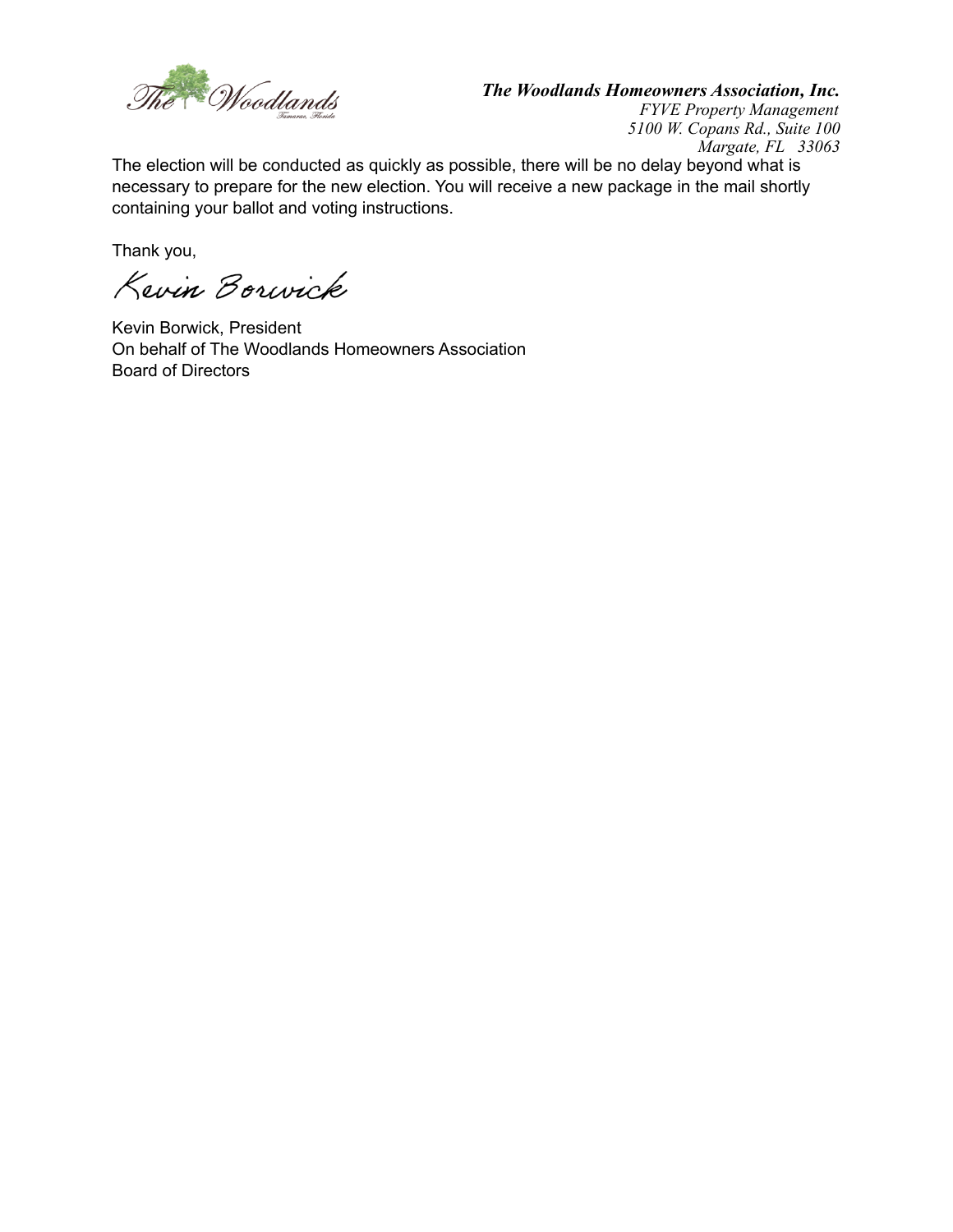***The Woodlands Homeowners Association, Inc.***
*FYVE Property Management*
*5100 W. Copans Rd., Suite 100*
*Margate, FL 33063*

The election will be conducted as quickly as possible, there will be no delay beyond what is necessary to prepare for the new election. You will receive a new package in the mail shortly containing your ballot and voting instructions.

Thank you,

Kevin Borwick

Kevin Borwick, President
On behalf of The Woodlands Homeowners Association
Board of Directors